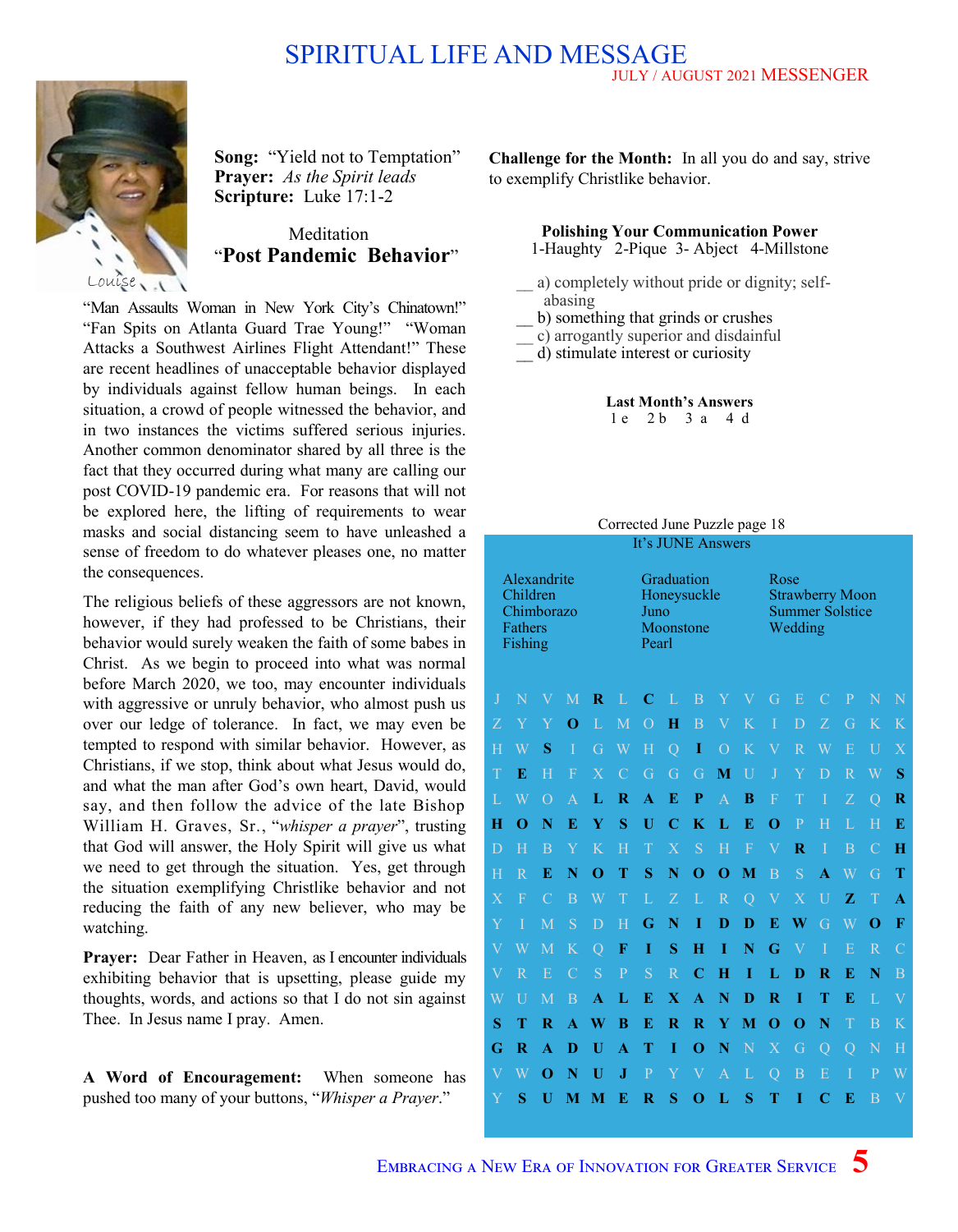# SPIRITUAL LIFE AND MESSAGE

Louise

**Song:** "Yield not to Temptation"
**Prayer:** *As the Spirit leads*
**Scripture:** Luke 17:1-2

Meditation
## "Post Pandemic Behavior"

"Man Assaults Woman in New York City's Chinatown!" "Fan Spits on Atlanta Guard Trae Young!" "Woman Attacks a Southwest Airlines Flight Attendant!" These are recent headlines of unacceptable behavior displayed by individuals against fellow human beings. In each situation, a crowd of people witnessed the behavior, and in two instances the victims suffered serious injuries. Another common denominator shared by all three is the fact that they occurred during what many are calling our post COVID-19 pandemic era. For reasons that will not be explored here, the lifting of requirements to wear masks and social distancing seem to have unleashed a sense of freedom to do whatever pleases one, no matter the consequences.

The religious beliefs of these aggressors are not known, however, if they had professed to be Christians, their behavior would surely weaken the faith of some babes in Christ. As we begin to proceed into what was normal before March 2020, we too, may encounter individuals with aggressive or unruly behavior, who almost push us over our ledge of tolerance. In fact, we may even be tempted to respond with similar behavior. However, as Christians, if we stop, think about what Jesus would do, and what the man after God's own heart, David, would say, and then follow the advice of the late Bishop William H. Graves, Sr., "*whisper a prayer*", trusting that God will answer, the Holy Spirit will give us what we need to get through the situation. Yes, get through the situation exemplifying Christlike behavior and not reducing the faith of any new believer, who may be watching.

**Prayer:** Dear Father in Heaven, as I encounter individuals exhibiting behavior that is upsetting, please guide my thoughts, words, and actions so that I do not sin against Thee. In Jesus name I pray. Amen.

**A Word of Encouragement:** When someone has pushed too many of your buttons, "*Whisper a Prayer*."

**Challenge for the Month:** In all you do and say, strive to exemplify Christlike behavior.

### Polishing Your Communication Power

1-Haughty 2-Pique 3- Abject 4-Millstone

__ a) completely without pride or dignity; self-abasing
__ b) something that grinds or crushes
__ c) arrogantly superior and disdainful
__ d) stimulate interest or curiosity

**Last Month's Answers**

1 e 2 b 3 a 4 d

Corrected June Puzzle page 18

It's JUNE Answers

| | | |
|---|---|---|
| Alexandrite | Graduation | Rose |
| Children | Honeysuckle | Strawberry Moon |
| Chimborazo | Juno | Summer Solstice |
| Fathers | Moonstone | Wedding |
| Fishing | Pearl | |

```
J N V M R L C L B Y V G E C P N N
Z Y Y O L M O H B V K I D Z G K K
H W S I G W H Q I O K V R W E U X
T E H F X C G G G M U J Y D R W S
L W O A L R A E P A B F T I Z Q R
H O N E Y S U C K L E O P H L H E
D H B Y K H T X S H F V R I B C H
H R E N O T S N O O M B S A W G T
X F C B W T L Z L R Q V X U Z T A
Y I M S D H G N I D D E W G W O F
V W M K Q F I S H I N G V I E R C
V R E C S P S R C H I L D R E N B
W U M B A L E X A N D R I T E L V
S T R A W B E R R Y M O O N T B K
G R A D U A T I O N N X G Q Q N H
V W O N U J P Y V A L Q B E I P W
Y S U M M E R S O L S T I C E B V
```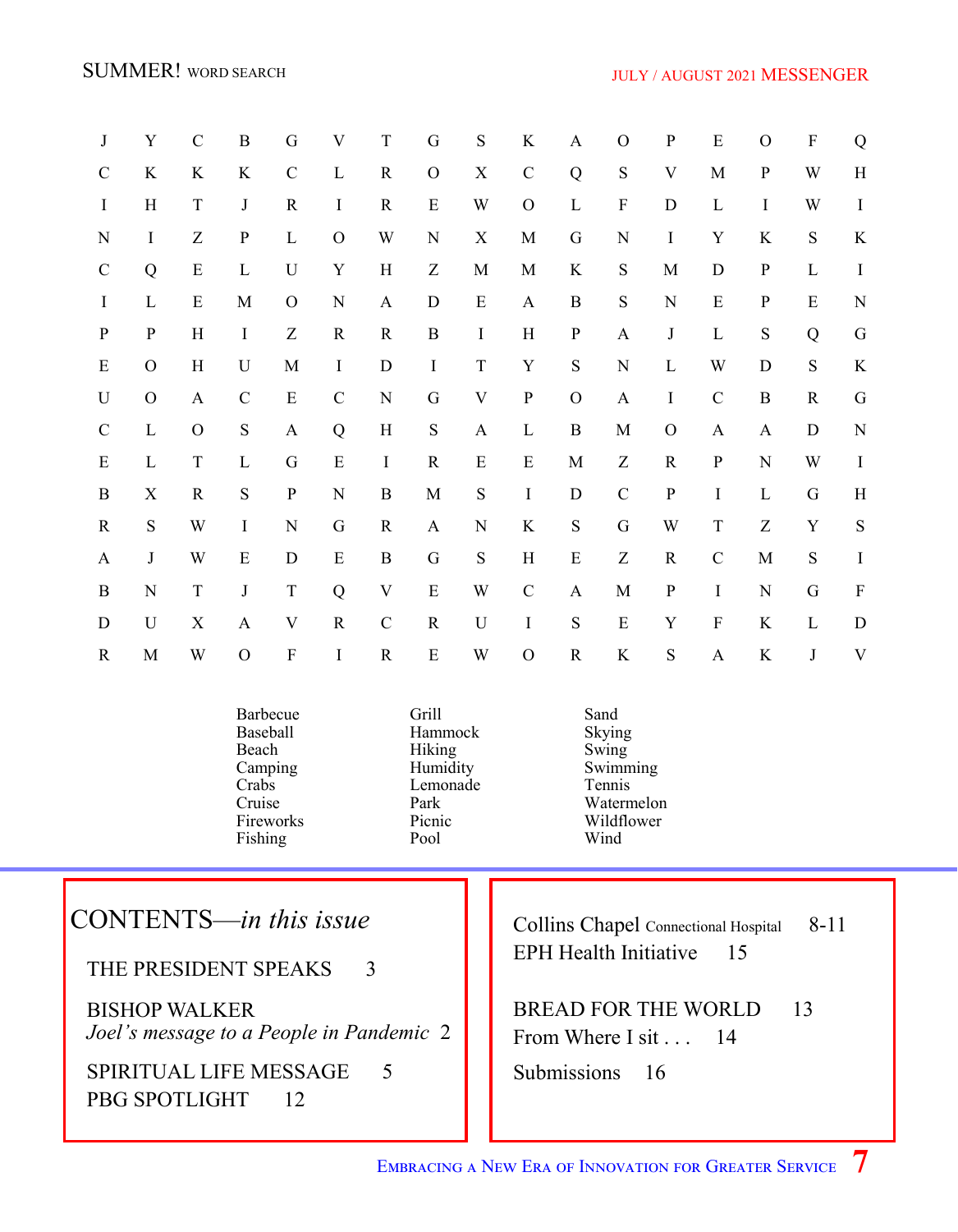# SUMMER! WORD SEARCH

| | | | | | | | | | | | | | | | | |
|---|---|---|---|---|---|---|---|---|---|---|---|---|---|---|---|---|
| J | Y | C | B | G | V | T | G | S | K | A | O | P | E | O | F | Q |
| C | K | K | K | C | L | R | O | X | C | Q | S | V | M | P | W | H |
| I | H | T | J | R | I | R | E | W | O | L | F | D | L | I | W | I |
| N | I | Z | P | L | O | W | N | X | M | G | N | I | Y | K | S | K |
| C | Q | E | L | U | Y | H | Z | M | M | K | S | M | D | P | L | I |
| I | L | E | M | O | N | A | D | E | A | B | S | N | E | P | E | N |
| P | P | H | I | Z | R | R | B | I | H | P | A | J | L | S | Q | G |
| E | O | H | U | M | I | D | I | T | Y | S | N | L | W | D | S | K |
| U | O | A | C | E | C | N | G | V | P | O | A | I | C | B | R | G |
| C | L | O | S | A | Q | H | S | A | L | B | M | O | A | A | D | N |
| E | L | T | L | G | E | I | R | E | E | M | Z | R | P | N | W | I |
| B | X | R | S | P | N | B | M | S | I | D | C | P | I | L | G | H |
| R | S | W | I | N | G | R | A | N | K | S | G | W | T | Z | Y | S |
| A | J | W | E | D | E | B | G | S | H | E | Z | R | C | M | S | I |
| B | N | T | J | T | Q | V | E | W | C | A | M | P | I | N | G | F |
| D | U | X | A | V | R | C | R | U | I | S | E | Y | F | K | L | D |
| R | M | W | O | F | I | R | E | W | O | R | K | S | A | K | J | V |

Barbecue
Baseball
Beach
Camping
Crabs
Cruise
Fireworks
Fishing

Grill
Hammock
Hiking
Humidity
Lemonade
Park
Picnic
Pool

Sand
Skying
Swing
Swimming
Tennis
Watermelon
Wildflower
Wind

## CONTENTS—*in this issue*

THE PRESIDENT SPEAKS 3

BISHOP WALKER
*Joel's message to a People in Pandemic* 2

SPIRITUAL LIFE MESSAGE 5

PBG SPOTLIGHT 12

Collins Chapel Connectional Hospital 8-11

EPH Health Initiative 15

BREAD FOR THE WORLD 13

From Where I sit . . . 14

Submissions 16